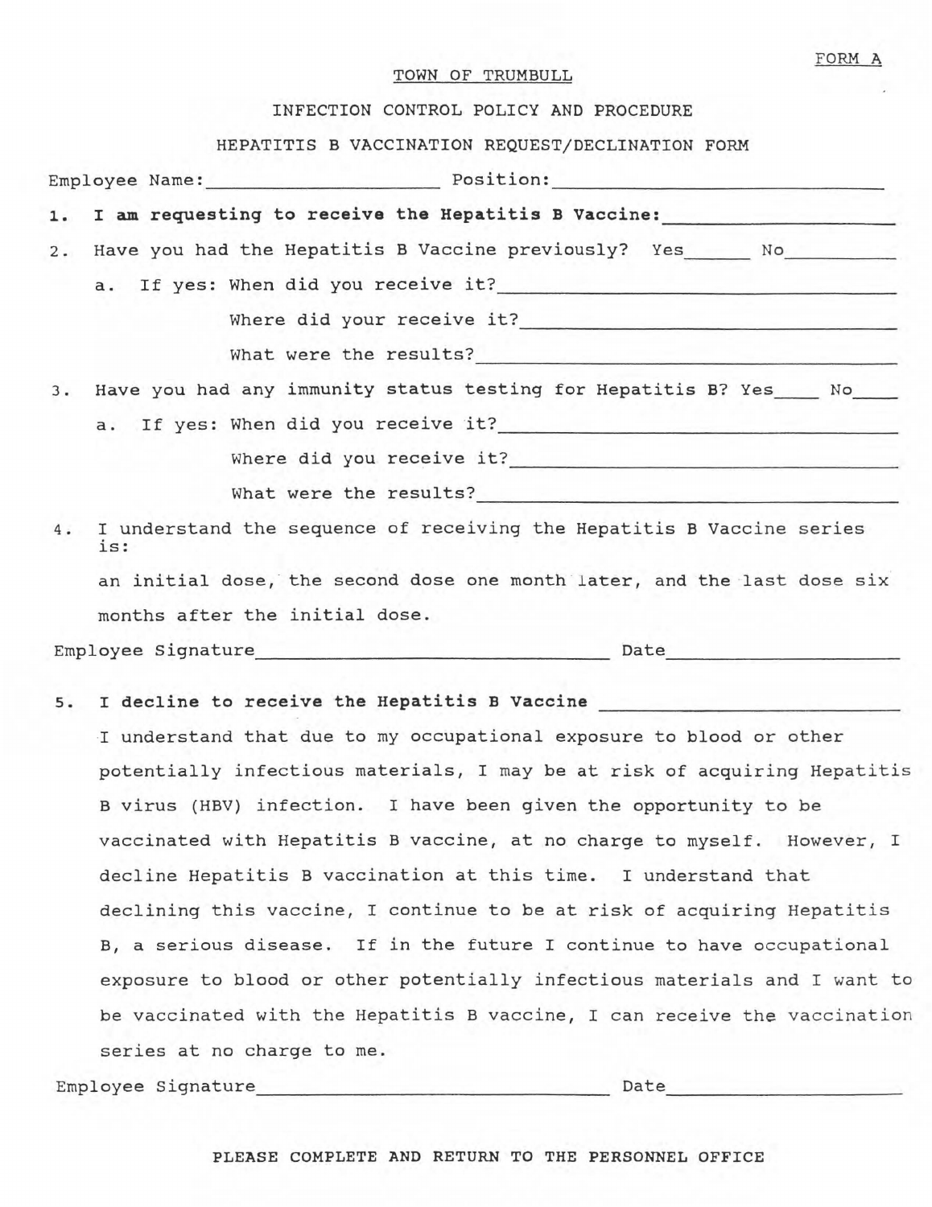FORM A

# TOWN OF TRUMBULL

## INFECTION CONTROL POLICY AND PROCEDURE

## HEPATITIS B VACCINATION REQUEST/DECLINATION FORM

Employee Name:____________________ Position:______________________________

1. **I am requesting to receive the Hepatitis B Vaccine:**____________________

2. Have you had the Hepatitis B Vaccine previously? Yes______ No__________

   a. If yes: When did you receive it?__________________________________

      Where did your receive it?__________________________________

      What were the results?__________________________________

3. Have you had any immunity status testing for Hepatitis B? Yes____ No____

   a. If yes: When did you receive it?__________________________________

      Where did you receive it?__________________________________

      What were the results?__________________________________

4. I understand the sequence of receiving the Hepatitis B Vaccine series is:

   an initial dose, the second dose one month later, and the last dose six months after the initial dose.

Employee Signature______________________________ Date____________________

5. **I decline to receive the Hepatitis B Vaccine** __________________________

   I understand that due to my occupational exposure to blood or other potentially infectious materials, I may be at risk of acquiring Hepatitis B virus (HBV) infection. I have been given the opportunity to be vaccinated with Hepatitis B vaccine, at no charge to myself. However, I decline Hepatitis B vaccination at this time. I understand that declining this vaccine, I continue to be at risk of acquiring Hepatitis B, a serious disease. If in the future I continue to have occupational exposure to blood or other potentially infectious materials and I want to be vaccinated with the Hepatitis B vaccine, I can receive the vaccination series at no charge to me.

Employee Signature______________________________ Date____________________

PLEASE COMPLETE AND RETURN TO THE PERSONNEL OFFICE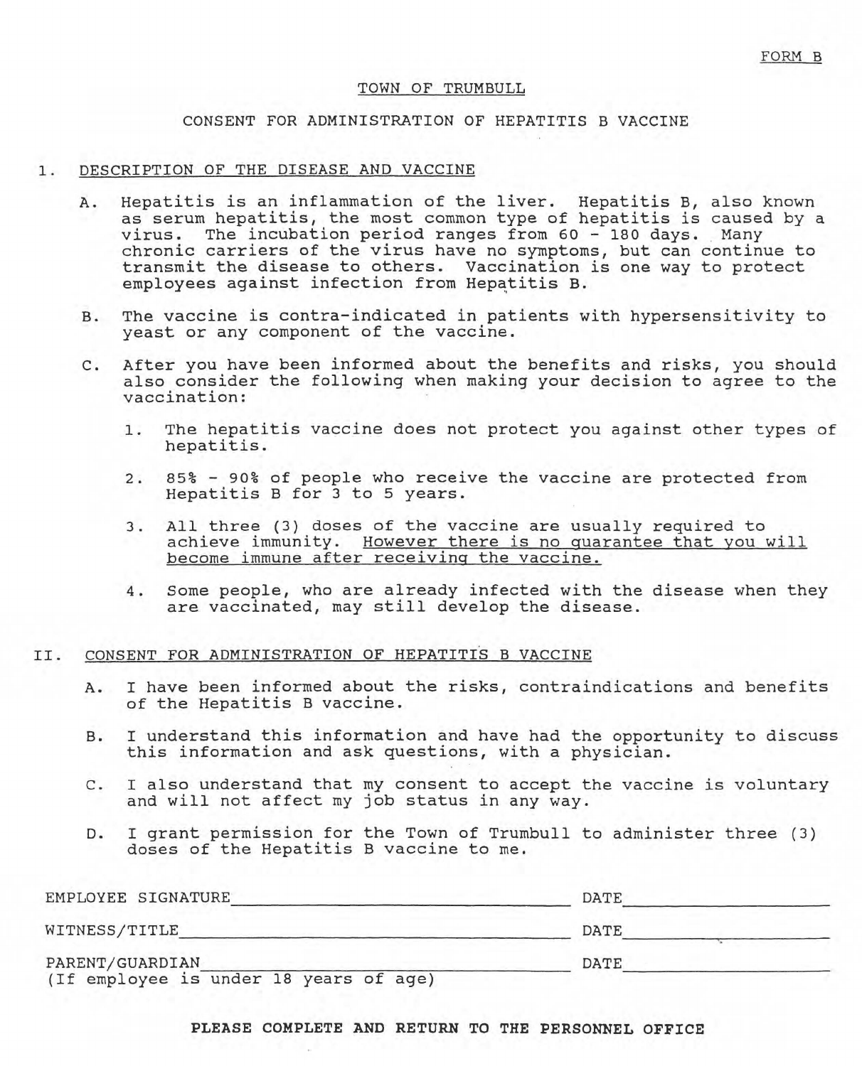FORM B

# TOWN OF TRUMBULL

## CONSENT FOR ADMINISTRATION OF HEPATITIS B VACCINE

### I. DESCRIPTION OF THE DISEASE AND VACCINE

A. Hepatitis is an inflammation of the liver. Hepatitis B, also known as serum hepatitis, the most common type of hepatitis is caused by a virus. The incubation period ranges from 60 - 180 days. Many chronic carriers of the virus have no symptoms, but can continue to transmit the disease to others. Vaccination is one way to protect employees against infection from Hepatitis B.

B. The vaccine is contra-indicated in patients with hypersensitivity to yeast or any component of the vaccine.

C. After you have been informed about the benefits and risks, you should also consider the following when making your decision to agree to the vaccination:

1. The hepatitis vaccine does not protect you against other types of hepatitis.
2. 85% - 90% of people who receive the vaccine are protected from Hepatitis B for 3 to 5 years.
3. All three (3) doses of the vaccine are usually required to achieve immunity. <u>However there is no guarantee that you will become immune after receiving the vaccine.</u>
4. Some people, who are already infected with the disease when they are vaccinated, may still develop the disease.

### II. CONSENT FOR ADMINISTRATION OF HEPATITIS B VACCINE

A. I have been informed about the risks, contraindications and benefits of the Hepatitis B vaccine.

B. I understand this information and have had the opportunity to discuss this information and ask questions, with a physician.

C. I also understand that my consent to accept the vaccine is voluntary and will not affect my job status in any way.

D. I grant permission for the Town of Trumbull to administer three (3) doses of the Hepatitis B vaccine to me.

EMPLOYEE SIGNATURE\_\_\_\_\_\_\_\_\_\_\_\_\_\_\_\_\_\_\_\_\_\_\_\_\_\_\_\_\_\_ DATE\_\_\_\_\_\_\_\_\_\_\_\_\_\_\_\_

WITNESS/TITLE\_\_\_\_\_\_\_\_\_\_\_\_\_\_\_\_\_\_\_\_\_\_\_\_\_\_\_\_\_\_\_\_\_\_ DATE\_\_\_\_\_\_\_\_\_\_\_\_\_\_\_\_

PARENT/GUARDIAN\_\_\_\_\_\_\_\_\_\_\_\_\_\_\_\_\_\_\_\_\_\_\_\_\_\_\_\_\_\_\_\_ DATE\_\_\_\_\_\_\_\_\_\_\_\_\_\_\_\_
(If employee is under 18 years of age)

**PLEASE COMPLETE AND RETURN TO THE PERSONNEL OFFICE**